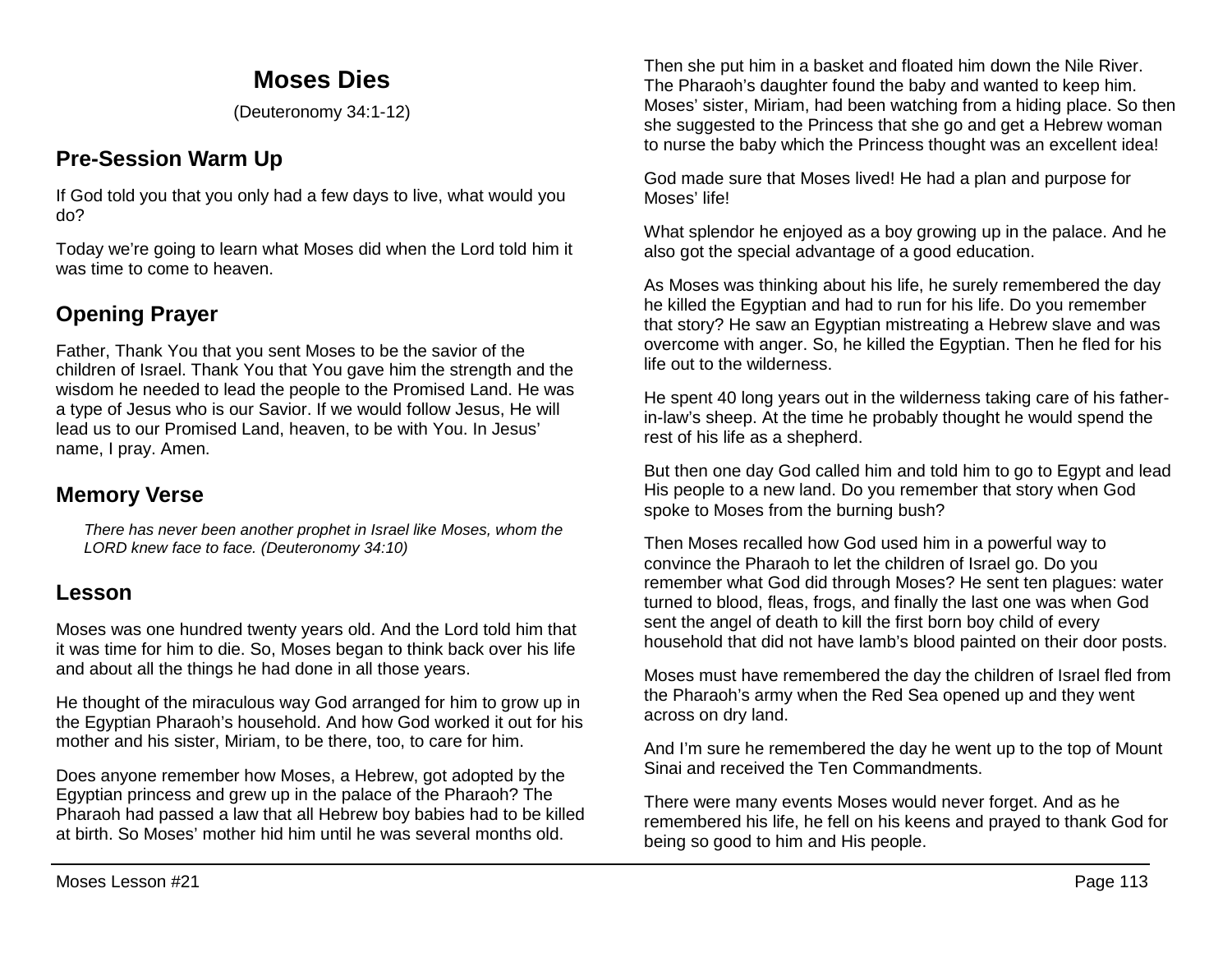# Moses Dies

(Deuteronomy 34:1-12)

## Pre-Session Warm Up

If God told you that you only had a few days to live, what would you do?

Today we're going to learn what Moses did when the Lord told him it was time to come to heaven.

## Opening Prayer

Father, Thank You that you sent Moses to be the savior of the children of Israel. Thank You that You gave him the strength and the wisdom he needed to lead the people to the Promised Land. He was a type of Jesus who is our Savior. If we would follow Jesus, He will lead us to our Promised Land, heaven, to be with You. In Jesus' name, I pray. Amen.

## Memory Verse

> *There has never been another prophet in Israel like Moses, whom the LORD knew face to face. (Deuteronomy 34:10)*

## Lesson

Moses was one hundred twenty years old. And the Lord told him that it was time for him to die. So, Moses began to think back over his life and about all the things he had done in all those years.

He thought of the miraculous way God arranged for him to grow up in the Egyptian Pharaoh's household. And how God worked it out for his mother and his sister, Miriam, to be there, too, to care for him.

Does anyone remember how Moses, a Hebrew, got adopted by the Egyptian princess and grew up in the palace of the Pharaoh? The Pharaoh had passed a law that all Hebrew boy babies had to be killed at birth. So Moses' mother hid him until he was several months old. Then she put him in a basket and floated him down the Nile River. The Pharaoh's daughter found the baby and wanted to keep him. Moses' sister, Miriam, had been watching from a hiding place. So then she suggested to the Princess that she go and get a Hebrew woman to nurse the baby which the Princess thought was an excellent idea!

God made sure that Moses lived! He had a plan and purpose for Moses' life!

What splendor he enjoyed as a boy growing up in the palace. And he also got the special advantage of a good education.

As Moses was thinking about his life, he surely remembered the day he killed the Egyptian and had to run for his life. Do you remember that story? He saw an Egyptian mistreating a Hebrew slave and was overcome with anger. So, he killed the Egyptian. Then he fled for his life out to the wilderness.

He spent 40 long years out in the wilderness taking care of his father-in-law's sheep. At the time he probably thought he would spend the rest of his life as a shepherd.

But then one day God called him and told him to go to Egypt and lead His people to a new land. Do you remember that story when God spoke to Moses from the burning bush?

Then Moses recalled how God used him in a powerful way to convince the Pharaoh to let the children of Israel go. Do you remember what God did through Moses? He sent ten plagues: water turned to blood, fleas, frogs, and finally the last one was when God sent the angel of death to kill the first born boy child of every household that did not have lamb's blood painted on their door posts.

Moses must have remembered the day the children of Israel fled from the Pharaoh's army when the Red Sea opened up and they went across on dry land.

And I'm sure he remembered the day he went up to the top of Mount Sinai and received the Ten Commandments.

There were many events Moses would never forget. And as he remembered his life, he fell on his keens and prayed to thank God for being so good to him and His people.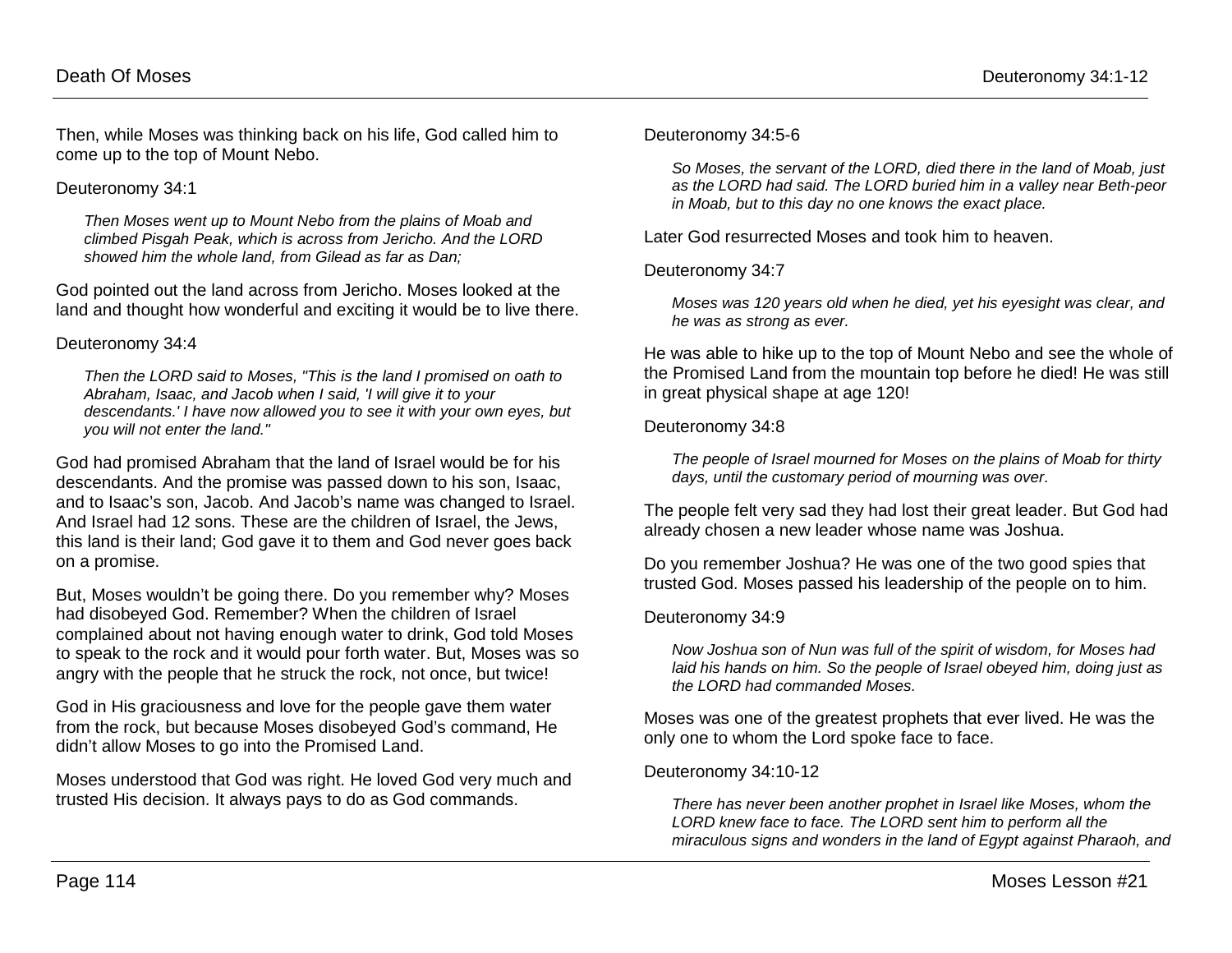Then, while Moses was thinking back on his life, God called him to come up to the top of Mount Nebo.

Deuteronomy 34:1

> *Then Moses went up to Mount Nebo from the plains of Moab and climbed Pisgah Peak, which is across from Jericho. And the LORD showed him the whole land, from Gilead as far as Dan;*

God pointed out the land across from Jericho. Moses looked at the land and thought how wonderful and exciting it would be to live there.

Deuteronomy 34:4

> *Then the LORD said to Moses, "This is the land I promised on oath to Abraham, Isaac, and Jacob when I said, 'I will give it to your descendants.' I have now allowed you to see it with your own eyes, but you will not enter the land."*

God had promised Abraham that the land of Israel would be for his descendants. And the promise was passed down to his son, Isaac, and to Isaac's son, Jacob. And Jacob's name was changed to Israel. And Israel had 12 sons. These are the children of Israel, the Jews, this land is their land; God gave it to them and God never goes back on a promise.

But, Moses wouldn't be going there. Do you remember why? Moses had disobeyed God. Remember? When the children of Israel complained about not having enough water to drink, God told Moses to speak to the rock and it would pour forth water. But, Moses was so angry with the people that he struck the rock, not once, but twice!

God in His graciousness and love for the people gave them water from the rock, but because Moses disobeyed God's command, He didn't allow Moses to go into the Promised Land.

Moses understood that God was right. He loved God very much and trusted His decision. It always pays to do as God commands.

Deuteronomy 34:5-6

> *So Moses, the servant of the LORD, died there in the land of Moab, just as the LORD had said. The LORD buried him in a valley near Beth-peor in Moab, but to this day no one knows the exact place.*

Later God resurrected Moses and took him to heaven.

Deuteronomy 34:7

> *Moses was 120 years old when he died, yet his eyesight was clear, and he was as strong as ever.*

He was able to hike up to the top of Mount Nebo and see the whole of the Promised Land from the mountain top before he died! He was still in great physical shape at age 120!

Deuteronomy 34:8

> *The people of Israel mourned for Moses on the plains of Moab for thirty days, until the customary period of mourning was over.*

The people felt very sad they had lost their great leader. But God had already chosen a new leader whose name was Joshua.

Do you remember Joshua? He was one of the two good spies that trusted God. Moses passed his leadership of the people on to him.

Deuteronomy 34:9

> *Now Joshua son of Nun was full of the spirit of wisdom, for Moses had laid his hands on him. So the people of Israel obeyed him, doing just as the LORD had commanded Moses.*

Moses was one of the greatest prophets that ever lived. He was the only one to whom the Lord spoke face to face.

Deuteronomy 34:10-12

> *There has never been another prophet in Israel like Moses, whom the LORD knew face to face. The LORD sent him to perform all the miraculous signs and wonders in the land of Egypt against Pharaoh, and*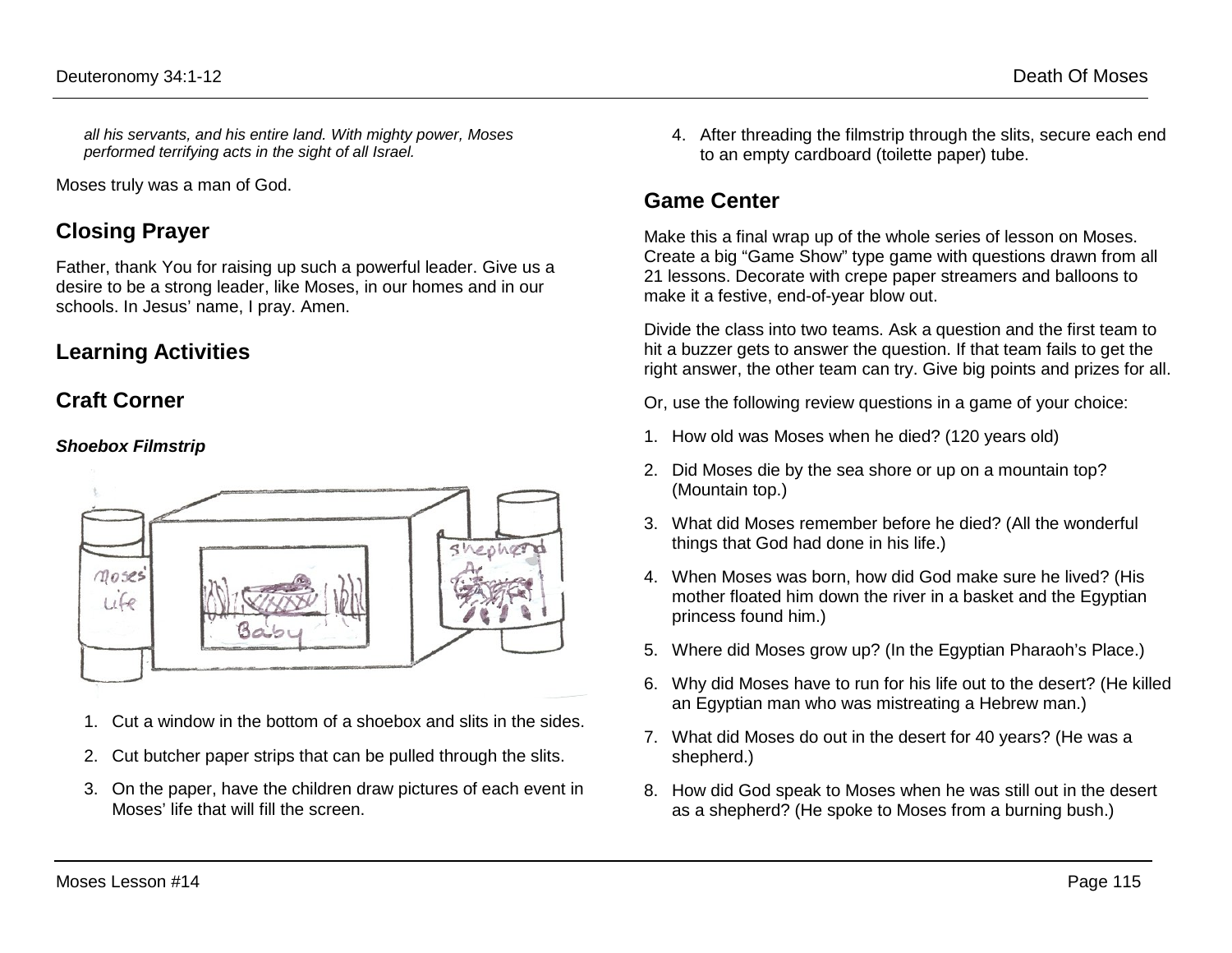*all his servants, and his entire land. With mighty power, Moses performed terrifying acts in the sight of all Israel.*

Moses truly was a man of God.

## Closing Prayer

Father, thank You for raising up such a powerful leader. Give us a desire to be a strong leader, like Moses, in our homes and in our schools. In Jesus' name, I pray. Amen.

## Learning Activities

## Craft Corner

### *Shoebox Filmstrip*

1. Cut a window in the bottom of a shoebox and slits in the sides.
2. Cut butcher paper strips that can be pulled through the slits.
3. On the paper, have the children draw pictures of each event in Moses' life that will fill the screen.
4. After threading the filmstrip through the slits, secure each end to an empty cardboard (toilette paper) tube.

## Game Center

Make this a final wrap up of the whole series of lesson on Moses. Create a big "Game Show" type game with questions drawn from all 21 lessons. Decorate with crepe paper streamers and balloons to make it a festive, end-of-year blow out.

Divide the class into two teams. Ask a question and the first team to hit a buzzer gets to answer the question. If that team fails to get the right answer, the other team can try. Give big points and prizes for all.

Or, use the following review questions in a game of your choice:

1. How old was Moses when he died? (120 years old)
2. Did Moses die by the sea shore or up on a mountain top? (Mountain top.)
3. What did Moses remember before he died? (All the wonderful things that God had done in his life.)
4. When Moses was born, how did God make sure he lived? (His mother floated him down the river in a basket and the Egyptian princess found him.)
5. Where did Moses grow up? (In the Egyptian Pharaoh's Place.)
6. Why did Moses have to run for his life out to the desert? (He killed an Egyptian man who was mistreating a Hebrew man.)
7. What did Moses do out in the desert for 40 years? (He was a shepherd.)
8. How did God speak to Moses when he was still out in the desert as a shepherd? (He spoke to Moses from a burning bush.)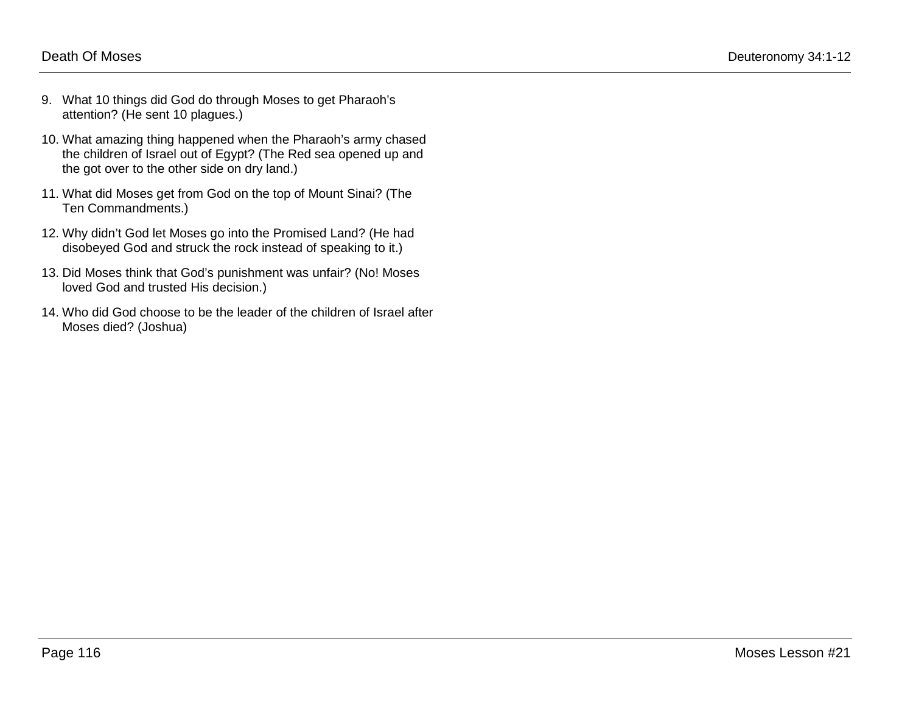9. What 10 things did God do through Moses to get Pharaoh's attention? (He sent 10 plagues.)
10. What amazing thing happened when the Pharaoh's army chased the children of Israel out of Egypt? (The Red sea opened up and the got over to the other side on dry land.)
11. What did Moses get from God on the top of Mount Sinai? (The Ten Commandments.)
12. Why didn't God let Moses go into the Promised Land? (He had disobeyed God and struck the rock instead of speaking to it.)
13. Did Moses think that God's punishment was unfair? (No! Moses loved God and trusted His decision.)
14. Who did God choose to be the leader of the children of Israel after Moses died? (Joshua)